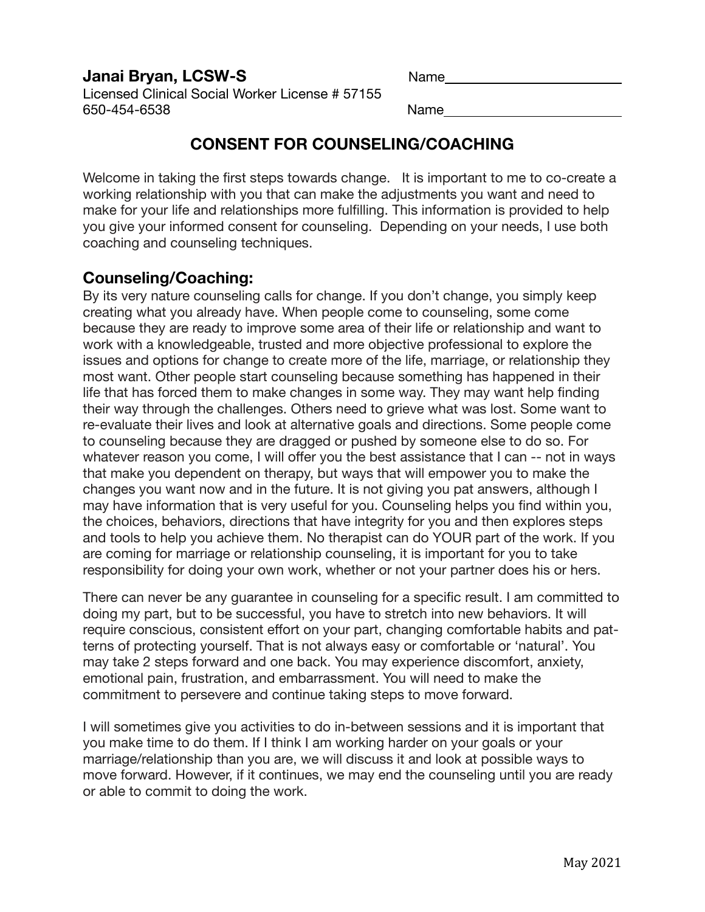**Janai Bryan, LCSW-S**
Licensed Clinical Social Worker License # 57155
650-454-6538

Name________________________

Name________________________

# CONSENT FOR COUNSELING/COACHING

Welcome in taking the first steps towards change. It is important to me to co-create a working relationship with you that can make the adjustments you want and need to make for your life and relationships more fulfilling. This information is provided to help you give your informed consent for counseling. Depending on your needs, I use both coaching and counseling techniques.

## Counseling/Coaching:

By its very nature counseling calls for change. If you don't change, you simply keep creating what you already have. When people come to counseling, some come because they are ready to improve some area of their life or relationship and want to work with a knowledgeable, trusted and more objective professional to explore the issues and options for change to create more of the life, marriage, or relationship they most want. Other people start counseling because something has happened in their life that has forced them to make changes in some way. They may want help finding their way through the challenges. Others need to grieve what was lost. Some want to re-evaluate their lives and look at alternative goals and directions. Some people come to counseling because they are dragged or pushed by someone else to do so. For whatever reason you come, I will offer you the best assistance that I can -- not in ways that make you dependent on therapy, but ways that will empower you to make the changes you want now and in the future. It is not giving you pat answers, although I may have information that is very useful for you. Counseling helps you find within you, the choices, behaviors, directions that have integrity for you and then explores steps and tools to help you achieve them. No therapist can do YOUR part of the work. If you are coming for marriage or relationship counseling, it is important for you to take responsibility for doing your own work, whether or not your partner does his or hers.

There can never be any guarantee in counseling for a specific result. I am committed to doing my part, but to be successful, you have to stretch into new behaviors. It will require conscious, consistent effort on your part, changing comfortable habits and patterns of protecting yourself. That is not always easy or comfortable or 'natural'. You may take 2 steps forward and one back. You may experience discomfort, anxiety, emotional pain, frustration, and embarrassment. You will need to make the commitment to persevere and continue taking steps to move forward.

I will sometimes give you activities to do in-between sessions and it is important that you make time to do them. If I think I am working harder on your goals or your marriage/relationship than you are, we will discuss it and look at possible ways to move forward. However, if it continues, we may end the counseling until you are ready or able to commit to doing the work.

May 2021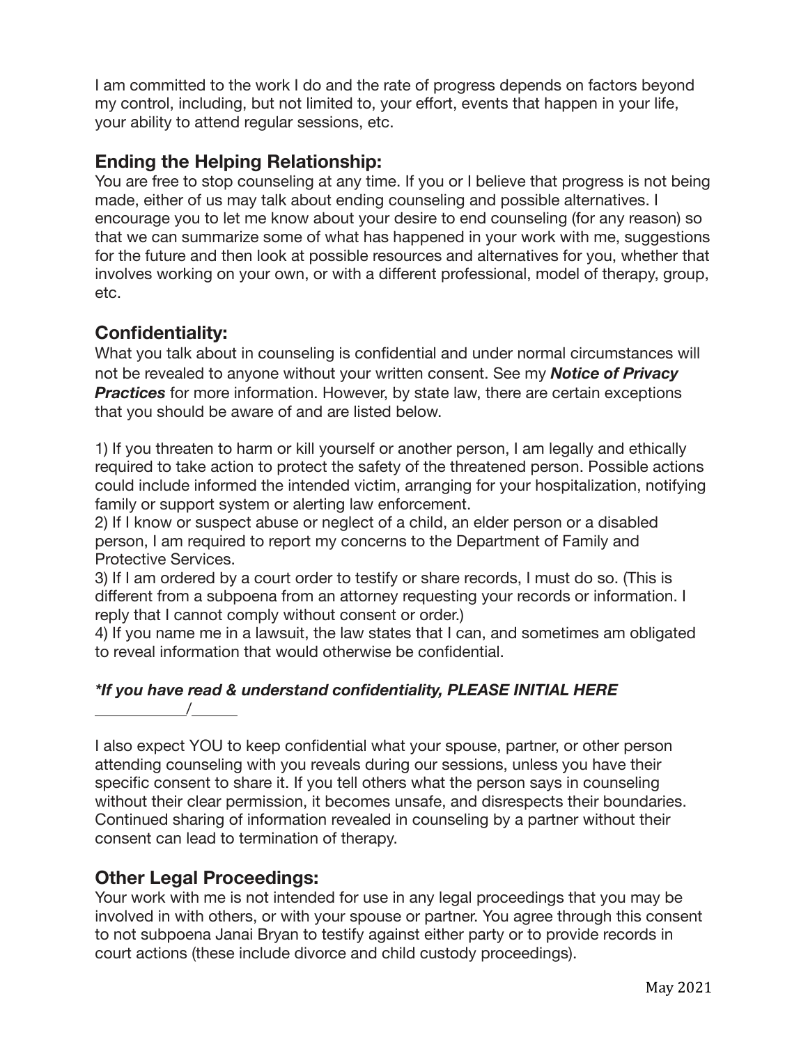I am committed to the work I do and the rate of progress depends on factors beyond my control, including, but not limited to, your effort, events that happen in your life, your ability to attend regular sessions, etc.

## Ending the Helping Relationship:

You are free to stop counseling at any time. If you or I believe that progress is not being made, either of us may talk about ending counseling and possible alternatives. I encourage you to let me know about your desire to end counseling (for any reason) so that we can summarize some of what has happened in your work with me, suggestions for the future and then look at possible resources and alternatives for you, whether that involves working on your own, or with a different professional, model of therapy, group, etc.

## Confidentiality:

What you talk about in counseling is confidential and under normal circumstances will not be revealed to anyone without your written consent. See my ***Notice of Privacy Practices*** for more information. However, by state law, there are certain exceptions that you should be aware of and are listed below.

1) If you threaten to harm or kill yourself or another person, I am legally and ethically required to take action to protect the safety of the threatened person. Possible actions could include informed the intended victim, arranging for your hospitalization, notifying family or support system or alerting law enforcement.
2) If I know or suspect abuse or neglect of a child, an elder person or a disabled person, I am required to report my concerns to the Department of Family and Protective Services.
3) If I am ordered by a court order to testify or share records, I must do so. (This is different from a subpoena from an attorney requesting your records or information. I reply that I cannot comply without consent or order.)
4) If you name me in a lawsuit, the law states that I can, and sometimes am obligated to reveal information that would otherwise be confidential.

***\*If you have read & understand confidentiality, PLEASE INITIAL HERE***

\_\_\_\_\_\_\_\_\_\_/\_\_\_\_\_

I also expect YOU to keep confidential what your spouse, partner, or other person attending counseling with you reveals during our sessions, unless you have their specific consent to share it. If you tell others what the person says in counseling without their clear permission, it becomes unsafe, and disrespects their boundaries. Continued sharing of information revealed in counseling by a partner without their consent can lead to termination of therapy.

## Other Legal Proceedings:

Your work with me is not intended for use in any legal proceedings that you may be involved in with others, or with your spouse or partner. You agree through this consent to not subpoena Janai Bryan to testify against either party or to provide records in court actions (these include divorce and child custody proceedings).

May 2021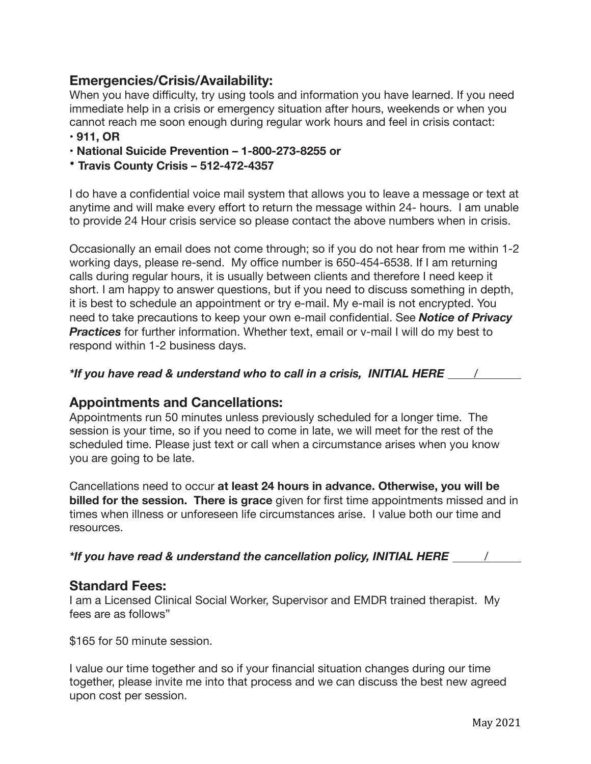## Emergencies/Crisis/Availability:

When you have difficulty, try using tools and information you have learned. If you need immediate help in a crisis or emergency situation after hours, weekends or when you cannot reach me soon enough during regular work hours and feel in crisis contact:

- **911, OR**
- **National Suicide Prevention – 1-800-273-8255 or**
- **Travis County Crisis – 512-472-4357**

I do have a confidential voice mail system that allows you to leave a message or text at anytime and will make every effort to return the message within 24- hours. I am unable to provide 24 Hour crisis service so please contact the above numbers when in crisis.

Occasionally an email does not come through; so if you do not hear from me within 1-2 working days, please re-send. My office number is 650-454-6538. If I am returning calls during regular hours, it is usually between clients and therefore I need keep it short. I am happy to answer questions, but if you need to discuss something in depth, it is best to schedule an appointment or try e-mail. My e-mail is not encrypted. You need to take precautions to keep your own e-mail confidential. See ***Notice of Privacy Practices*** for further information. Whether text, email or v-mail I will do my best to respond within 1-2 business days.

***If you have read & understand who to call in a crisis, INITIAL HERE** _____/________

## Appointments and Cancellations:

Appointments run 50 minutes unless previously scheduled for a longer time. The session is your time, so if you need to come in late, we will meet for the rest of the scheduled time. Please just text or call when a circumstance arises when you know you are going to be late.

Cancellations need to occur **at least 24 hours in advance. Otherwise, you will be billed for the session. There is grace** given for first time appointments missed and in times when illness or unforeseen life circumstances arise. I value both our time and resources.

***If you have read & understand the cancellation policy, INITIAL HERE** ______/______

## Standard Fees:

I am a Licensed Clinical Social Worker, Supervisor and EMDR trained therapist. My fees are as follows"

$165 for 50 minute session.

I value our time together and so if your financial situation changes during our time together, please invite me into that process and we can discuss the best new agreed upon cost per session.

May 2021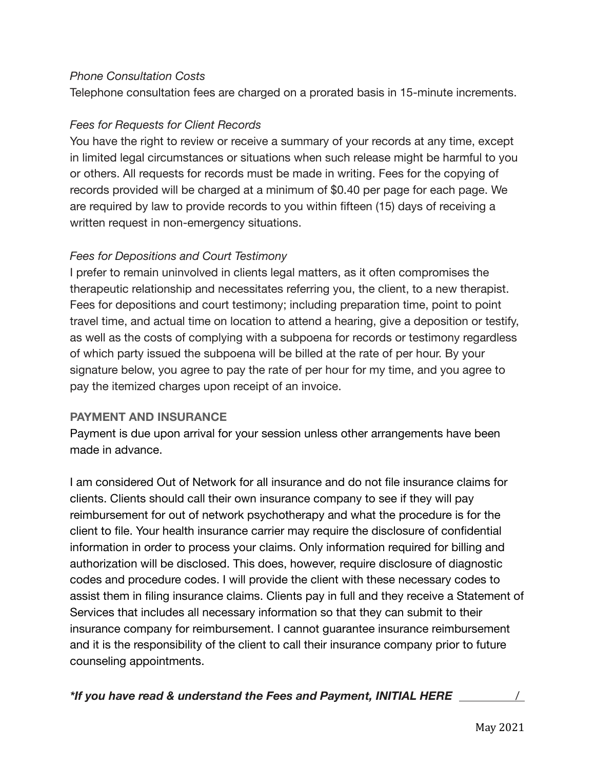*Phone Consultation Costs*

Telephone consultation fees are charged on a prorated basis in 15-minute increments.

*Fees for Requests for Client Records*

You have the right to review or receive a summary of your records at any time, except in limited legal circumstances or situations when such release might be harmful to you or others. All requests for records must be made in writing. Fees for the copying of records provided will be charged at a minimum of $0.40 per page for each page. We are required by law to provide records to you within fifteen (15) days of receiving a written request in non-emergency situations.

*Fees for Depositions and Court Testimony*

I prefer to remain uninvolved in clients legal matters, as it often compromises the therapeutic relationship and necessitates referring you, the client, to a new therapist. Fees for depositions and court testimony; including preparation time, point to point travel time, and actual time on location to attend a hearing, give a deposition or testify, as well as the costs of complying with a subpoena for records or testimony regardless of which party issued the subpoena will be billed at the rate of per hour. By your signature below, you agree to pay the rate of per hour for my time, and you agree to pay the itemized charges upon receipt of an invoice.

**PAYMENT AND INSURANCE**

Payment is due upon arrival for your session unless other arrangements have been made in advance.

I am considered Out of Network for all insurance and do not file insurance claims for clients. Clients should call their own insurance company to see if they will pay reimbursement for out of network psychotherapy and what the procedure is for the client to file. Your health insurance carrier may require the disclosure of confidential information in order to process your claims. Only information required for billing and authorization will be disclosed. This does, however, require disclosure of diagnostic codes and procedure codes. I will provide the client with these necessary codes to assist them in filing insurance claims. Clients pay in full and they receive a Statement of Services that includes all necessary information so that they can submit to their insurance company for reimbursement. I cannot guarantee insurance reimbursement and it is the responsibility of the client to call their insurance company prior to future counseling appointments.

***If you have read & understand the Fees and Payment, INITIAL HERE** __________/

May 2021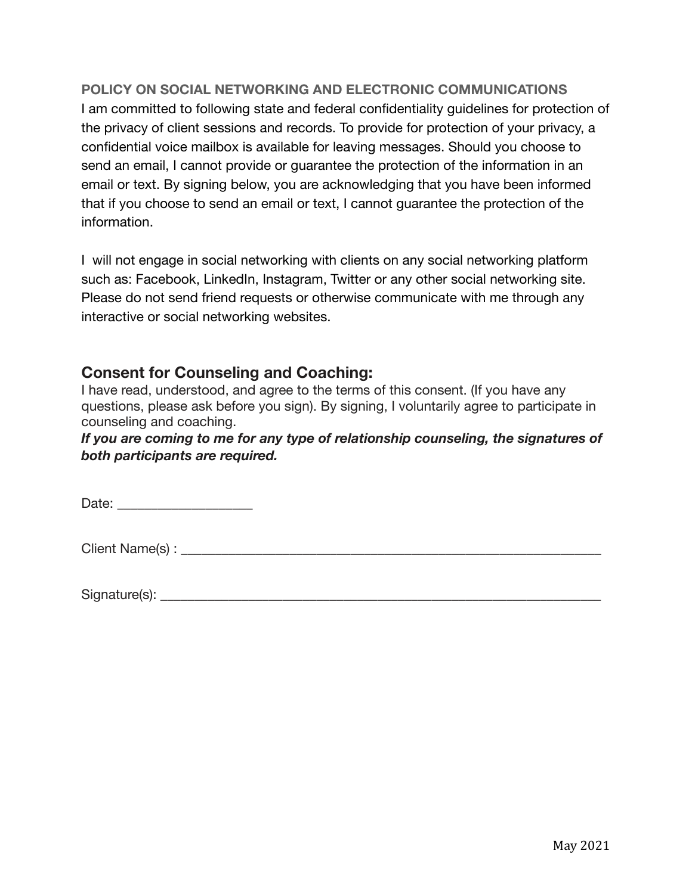**POLICY ON SOCIAL NETWORKING AND ELECTRONIC COMMUNICATIONS**

I am committed to following state and federal confidentiality guidelines for protection of the privacy of client sessions and records. To provide for protection of your privacy, a confidential voice mailbox is available for leaving messages. Should you choose to send an email, I cannot provide or guarantee the protection of the information in an email or text. By signing below, you are acknowledging that you have been informed that if you choose to send an email or text, I cannot guarantee the protection of the information.

I will not engage in social networking with clients on any social networking platform such as: Facebook, LinkedIn, Instagram, Twitter or any other social networking site. Please do not send friend requests or otherwise communicate with me through any interactive or social networking websites.

## Consent for Counseling and Coaching:

I have read, understood, and agree to the terms of this consent. (If you have any questions, please ask before you sign). By signing, I voluntarily agree to participate in counseling and coaching.

***If you are coming to me for any type of relationship counseling, the signatures of both participants are required.***

Date: ___________________

Client Name(s) : ______________________________________________________________

Signature(s): _________________________________________________________________

May 2021